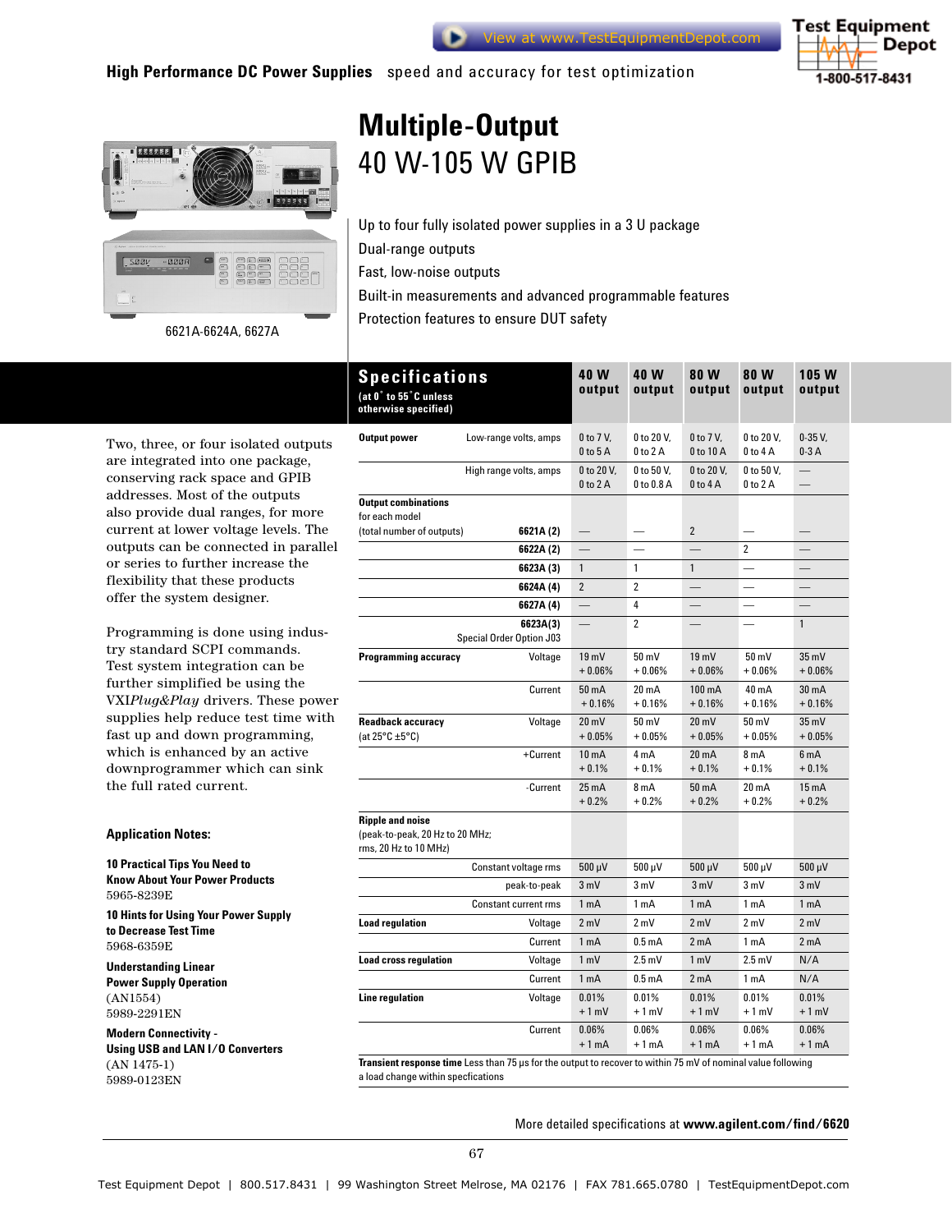High Performance DC Power Supplies speed and accuracy for test optimization

# Multiple-Output

## 40 W-105 W GPIB

6621A-6624A, 6627A

- Up to four fully isolated power supplies in a 3 U package
- Dual-range outputs
- Fast, low-noise outputs
- Built-in measurements and advanced programmable features
- Protection features to ensure DUT safety

Two, three, or four isolated outputs are integrated into one package, conserving rack space and GPIB addresses. Most of the outputs also provide dual ranges, for more current at lower voltage levels. The outputs can be connected in parallel or series to further increase the flexibility that these products offer the system designer.

Programming is done using industry standard SCPI commands. Test system integration can be further simplified be using the VXI*Plug&Play* drivers. These power supplies help reduce test time with fast up and down programming, which is enhanced by an active downprogrammer which can sink the full rated current.

### Application Notes:

**10 Practical Tips You Need to Know About Your Power Products**
5965-8239E

**10 Hints for Using Your Power Supply to Decrease Test Time**
5968-6359E

**Understanding Linear Power Supply Operation**
(AN1554)
5989-2291EN

**Modern Connectivity - Using USB and LAN I/O Converters**
(AN 1475-1)
5989-0123EN

## Specifications

(at 0° to 55°C unless otherwise specified)

| Specifications | | 40 W output | 40 W output | 80 W output | 80 W output | 105 W output |
|---|---|---|---|---|---|---|
| **Output power** | Low-range volts, amps | 0 to 7 V, 0 to 5 A | 0 to 20 V, 0 to 2 A | 0 to 7 V, 0 to 10 A | 0 to 20 V, 0 to 4 A | 0-35 V, 0-3 A |
| | High range volts, amps | 0 to 20 V, 0 to 2 A | 0 to 50 V, 0 to 0.8 A | 0 to 20 V, 0 to 4 A | 0 to 50 V, 0 to 2 A | — |
| **Output combinations** for each model (total number of outputs) | 6621A (2) | — | — | 2 | — | — |
| | 6622A (2) | — | — | — | 2 | — |
| | 6623A (3) | 1 | 1 | 1 | — | — |
| | 6624A (4) | 2 | 2 | — | — | — |
| | 6627A (4) | — | 4 | — | — | — |
| | 6623A(3) Special Order Option J03 | — | 2 | — | — | 1 |
| **Programming accuracy** | Voltage | 19 mV + 0.06% | 50 mV + 0.06% | 19 mV + 0.06% | 50 mV + 0.06% | 35 mV + 0.06% |
| | Current | 50 mA + 0.16% | 20 mA + 0.16% | 100 mA + 0.16% | 40 mA + 0.16% | 30 mA + 0.16% |
| **Readback accuracy** (at 25°C ±5°C) | Voltage | 20 mV + 0.05% | 50 mV + 0.05% | 20 mV + 0.05% | 50 mV + 0.05% | 35 mV + 0.05% |
| | +Current | 10 mA + 0.1% | 4 mA + 0.1% | 20 mA + 0.1% | 8 mA + 0.1% | 6 mA + 0.1% |
| | -Current | 25 mA + 0.2% | 8 mA + 0.2% | 50 mA + 0.2% | 20 mA + 0.2% | 15 mA + 0.2% |
| **Ripple and noise** (peak-to-peak, 20 Hz to 20 MHz; rms, 20 Hz to 10 MHz) | | | | | | |
| | Constant voltage rms | 500 µV | 500 µV | 500 µV | 500 µV | 500 µV |
| | peak-to-peak | 3 mV | 3 mV | 3 mV | 3 mV | 3 mV |
| | Constant current rms | 1 mA | 1 mA | 1 mA | 1 mA | 1 mA |
| **Load regulation** | Voltage | 2 mV | 2 mV | 2 mV | 2 mV | 2 mV |
| | Current | 1 mA | 0.5 mA | 2 mA | 1 mA | 2 mA |
| **Load cross regulation** | Voltage | 1 mV | 2.5 mV | 1 mV | 2.5 mV | N/A |
| | Current | 1 mA | 0.5 mA | 2 mA | 1 mA | N/A |
| **Line regulation** | Voltage | 0.01% + 1 mV | 0.01% + 1 mV | 0.01% + 1 mV | 0.01% + 1 mV | 0.01% + 1 mV |
| | Current | 0.06% + 1 mA | 0.06% + 1 mA | 0.06% + 1 mA | 0.06% + 1 mA | 0.06% + 1 mA |

**Transient response time** Less than 75 µs for the output to recover to within 75 mV of nominal value following a load change within specfications

More detailed specifications at **www.agilent.com/find/6620**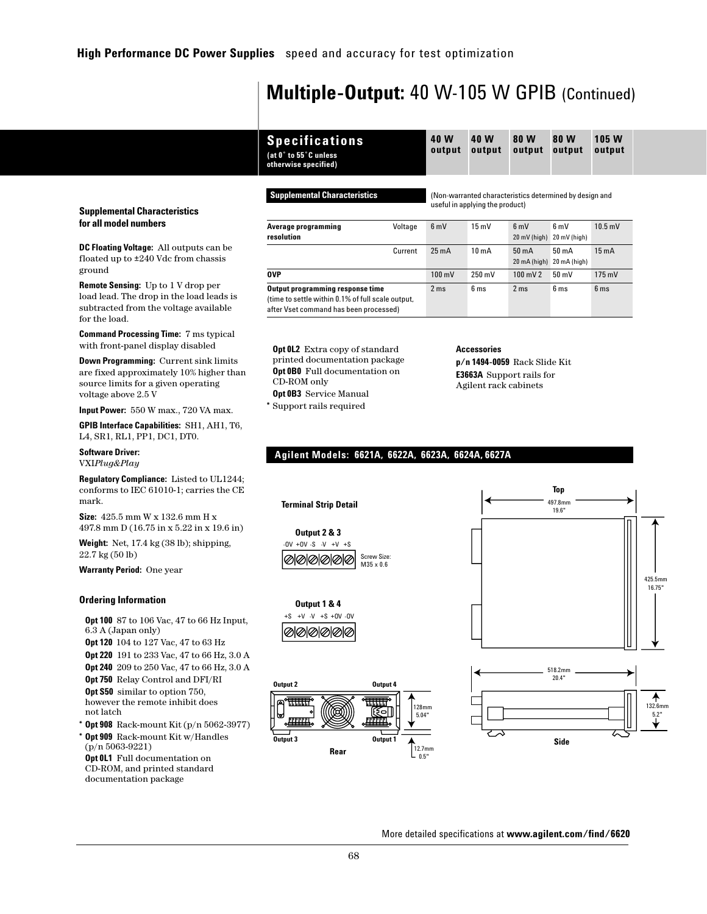# Multiple-Output: 40 W-105 W GPIB (Continued)

| Specifications (at 0˚ to 55˚C unless otherwise specified) | | 40 W output | 40 W output | 80 W output | 80 W output | 105 W output |
|---|---|---|---|---|---|---|
| **Supplemental Characteristics** | | (Non-warranted characteristics determined by design and useful in applying the product) | | | | |
| **Average programming resolution** | Voltage | 6 mV | 15 mV | 6 mV 20 mV (high) | 6 mV 20 mV (high) | 10.5 mV |
| | Current | 25 mA | 10 mA | 50 mA 20 mA (high) | 50 mA 20 mA (high) | 15 mA |
| **OVP** | | 100 mV | 250 mV | 100 mV 2 | 50 mV | 175 mV |
| **Output programming response time** (time to settle within 0.1% of full scale output, after Vset command has been processed) | | 2 ms | 6 ms | 2 ms | 6 ms | 6 ms |

### Supplemental Characteristics for all model numbers

**DC Floating Voltage:** All outputs can be floated up to ±240 Vdc from chassis ground

**Remote Sensing:** Up to 1 V drop per load lead. The drop in the load leads is subtracted from the voltage available for the load.

**Command Processing Time:** 7 ms typical with front-panel display disabled

**Down Programming:** Current sink limits are fixed approximately 10% higher than source limits for a given operating voltage above 2.5 V

**Input Power:** 550 W max., 720 VA max.

**GPIB Interface Capabilities:** SH1, AH1, T6, L4, SR1, RL1, PP1, DC1, DT0.

**Software Driver:**
VXI*Plug&Play*

**Regulatory Compliance:** Listed to UL1244; conforms to IEC 61010-1; carries the CE mark.

**Size:** 425.5 mm W x 132.6 mm H x 497.8 mm D (16.75 in x 5.22 in x 19.6 in)

**Weight:** Net, 17.4 kg (38 lb); shipping, 22.7 kg (50 lb)

**Warranty Period:** One year

### Ordering Information

**Opt 100** 87 to 106 Vac, 47 to 66 Hz Input, 6.3 A (Japan only)

**Opt 120** 104 to 127 Vac, 47 to 63 Hz

**Opt 220** 191 to 233 Vac, 47 to 66 Hz, 3.0 A

**Opt 240** 209 to 250 Vac, 47 to 66 Hz, 3.0 A

**Opt 750** Relay Control and DFI/RI

**Opt S50** similar to option 750, however the remote inhibit does not latch

* **Opt 908** Rack-mount Kit (p/n 5062-3977)

* **Opt 909** Rack-mount Kit w/Handles (p/n 5063-9221)

**Opt 0L1** Full documentation on CD-ROM, and printed standard documentation package

**Opt 0L2** Extra copy of standard printed documentation package

**Opt 0B0** Full documentation on CD-ROM only

**Opt 0B3** Service Manual

* Support rails required

**Accessories**

**p/n 1494-0059** Rack Slide Kit

**E3663A** Support rails for Agilent rack cabinets

### Agilent Models: 6621A, 6622A, 6623A, 6624A, 6627A

**Terminal Strip Detail**

**Output 2 & 3**
-0V +0V -S -V +V +S

Screw Size: M35 x 0.6

**Output 1 & 4**
+S +V -V +S +0V -0V

Output 2, Output 4, Output 3, Output 1

**Rear** — 128mm 5.04"; 12.7mm 0.5"

**Top** — 497.8mm 19.6"; 425.5mm 16.75"

**Side** — 518.2mm 20.4"; 132.6mm 5.2"

More detailed specifications at **www.agilent.com/find/6620**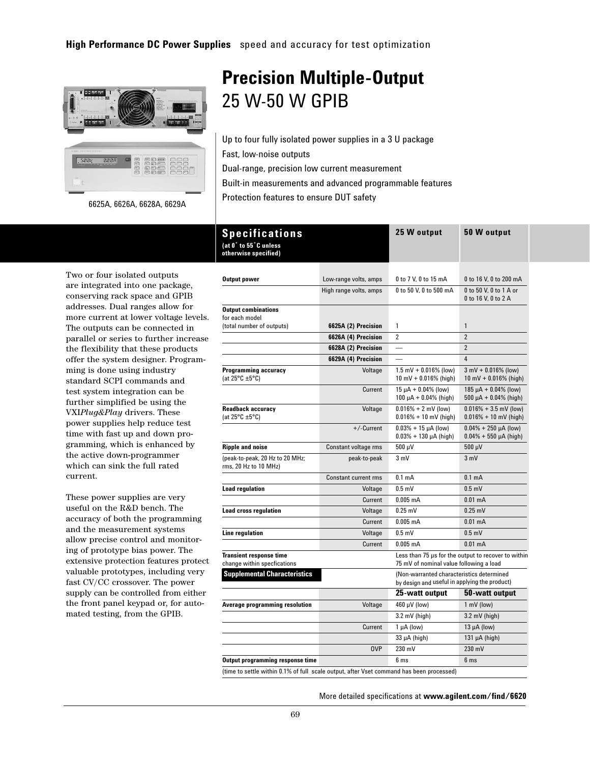High Performance DC Power Supplies speed and accuracy for test optimization

# Precision Multiple-Output

## 25 W-50 W GPIB

6625A, 6626A, 6628A, 6629A

- Up to four fully isolated power supplies in a 3 U package
- Fast, low-noise outputs
- Dual-range, precision low current measurement
- Built-in measurements and advanced programmable features
- Protection features to ensure DUT safety

Two or four isolated outputs are integrated into one package, conserving rack space and GPIB addresses. Dual ranges allow for more current at lower voltage levels. The outputs can be connected in parallel or series to further increase the flexibility that these products offer the system designer. Programming is done using industry standard SCPI commands and test system integration can be further simplified be using the VXI*Plug&Play* drivers. These power supplies help reduce test time with fast up and down programming, which is enhanced by the active down-programmer which can sink the full rated current.

These power supplies are very useful on the R&D bench. The accuracy of both the programming and the measurement systems allow precise control and monitoring of prototype bias power. The extensive protection features protect valuable prototypes, including very fast CV/CC crossover. The power supply can be controlled from either the front panel keypad or, for automated testing, from the GPIB.

| **Specifications** (at 0° to 55°C unless otherwise specified) | | 25 W output | 50 W output |
|---|---|---|---|
| **Output power** | Low-range volts, amps | 0 to 7 V, 0 to 15 mA | 0 to 16 V, 0 to 200 mA |
| | High range volts, amps | 0 to 50 V, 0 to 500 mA | 0 to 50 V, 0 to 1 A or 0 to 16 V, 0 to 2 A |
| **Output combinations** for each model (total number of outputs) | **6625A (2) Precision** | 1 | 1 |
| | **6626A (4) Precision** | 2 | 2 |
| | **6628A (2) Precision** | — | 2 |
| | **6629A (4) Precision** | — | 4 |
| **Programming accuracy** (at 25°C ±5°C) | Voltage | 1.5 mV + 0.016% (low) 10 mV + 0.016% (high) | 3 mV + 0.016% (low) 10 mV + 0.016% (high) |
| | Current | 15 µA + 0.04% (low) 100 µA + 0.04% (high) | 185 µA + 0.04% (low) 500 µA + 0.04% (high) |
| **Readback accuracy** (at 25°C ±5°C) | Voltage | 0.016% + 2 mV (low) 0.016% + 10 mV (high) | 0.016% + 3.5 mV (low) 0.016% + 10 mV (high) |
| | +/-Current | 0.03% + 15 µA (low) 0.03% + 130 µA (high) | 0.04% + 250 µA (low) 0.04% + 550 µA (high) |
| **Ripple and noise** | Constant voltage rms | 500 µV | 500 µV |
| (peak-to-peak, 20 Hz to 20 MHz; rms, 20 Hz to 10 MHz) | peak-to-peak | 3 mV | 3 mV |
| | Constant current rms | 0.1 mA | 0.1 mA |
| **Load regulation** | Voltage | 0.5 mV | 0.5 mV |
| | Current | 0.005 mA | 0.01 mA |
| **Load cross regulation** | Voltage | 0.25 mV | 0.25 mV |
| | Current | 0.005 mA | 0.01 mA |
| **Line regulation** | Voltage | 0.5 mV | 0.5 mV |
| | Current | 0.005 mA | 0.01 mA |
| **Transient response time** change within specfications | | Less than 75 µs for the output to recover to within 75 mV of nominal value following a load | |
| **Supplemental Characteristics** | | (Non-warranted characteristics determined by design and useful in applying the product) | |
| | | **25-watt output** | **50-watt output** |
| **Average programming resolution** | Voltage | 460 µV (low) | 1 mV (low) |
| | | 3.2 mV (high) | 3.2 mV (high) |
| | Current | 1 µA (low) | 13 µA (low) |
| | | 33 µA (high) | 131 µA (high) |
| | OVP | 230 mV | 230 mV |
| **Output programming response time** | | 6 ms | 6 ms |

(time to settle within 0.1% of full scale output, after Vset command has been processed)

More detailed specifications at **www.agilent.com/find/6620**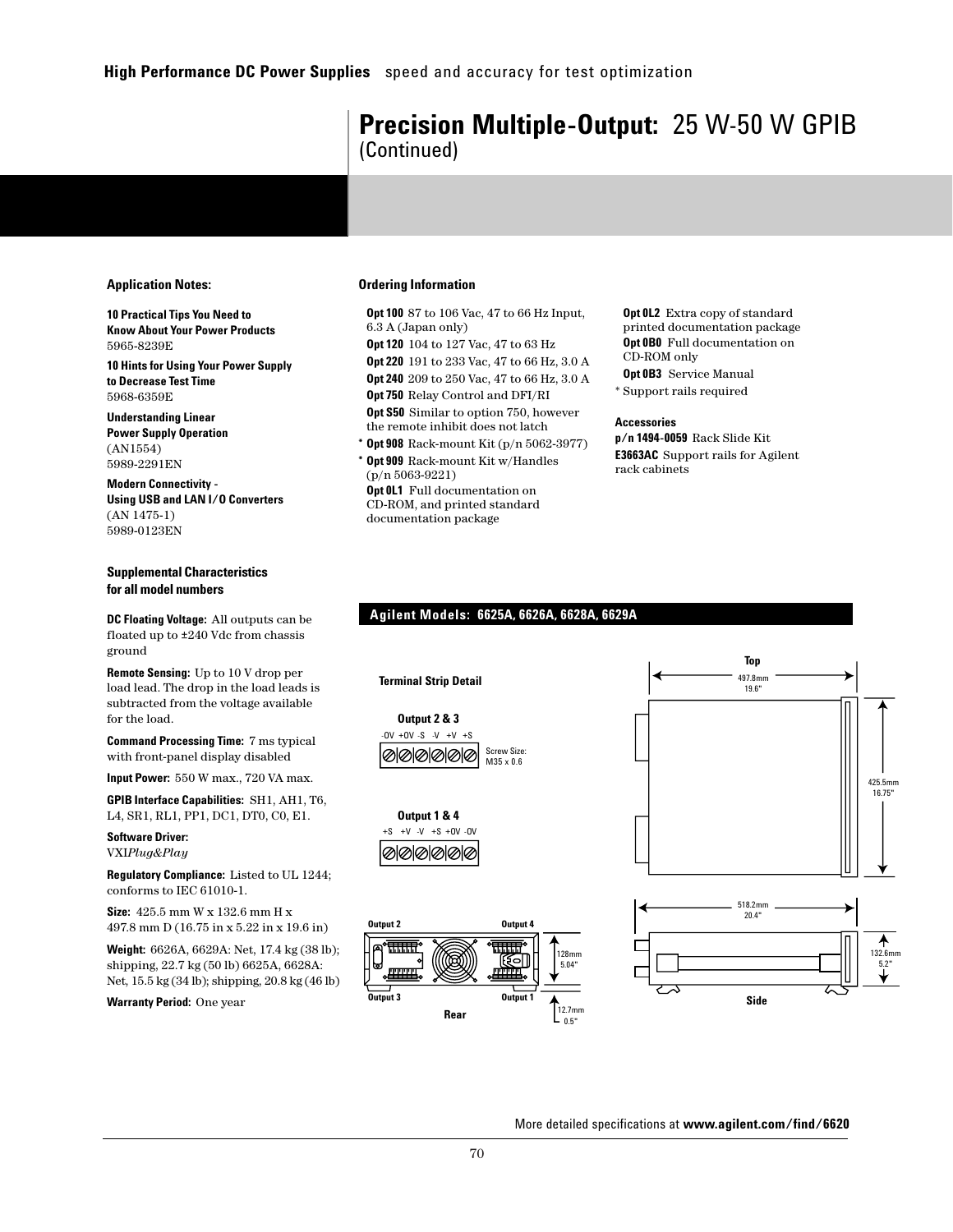# Precision Multiple-Output: 25 W-50 W GPIB

(Continued)

### Application Notes:

**10 Practical Tips You Need to Know About Your Power Products**
5965-8239E

**10 Hints for Using Your Power Supply to Decrease Test Time**
5968-6359E

**Understanding Linear Power Supply Operation**
(AN1554)
5989-2291EN

**Modern Connectivity - Using USB and LAN I/O Converters**
(AN 1475-1)
5989-0123EN

### Supplemental Characteristics for all model numbers

**DC Floating Voltage:** All outputs can be floated up to ±240 Vdc from chassis ground

**Remote Sensing:** Up to 10 V drop per load lead. The drop in the load leads is subtracted from the voltage available for the load.

**Command Processing Time:** 7 ms typical with front-panel display disabled

**Input Power:** 550 W max., 720 VA max.

**GPIB Interface Capabilities:** SH1, AH1, T6, L4, SR1, RL1, PP1, DC1, DT0, C0, E1.

**Software Driver:**
VXI*Plug&Play*

**Regulatory Compliance:** Listed to UL 1244; conforms to IEC 61010-1.

**Size:** 425.5 mm W x 132.6 mm H x 497.8 mm D (16.75 in x 5.22 in x 19.6 in)

**Weight:** 6626A, 6629A: Net, 17.4 kg (38 lb); shipping, 22.7 kg (50 lb) 6625A, 6628A: Net, 15.5 kg (34 lb); shipping, 20.8 kg (46 lb)

**Warranty Period:** One year

### Ordering Information

**Opt 100** 87 to 106 Vac, 47 to 66 Hz Input, 6.3 A (Japan only)

**Opt 120** 104 to 127 Vac, 47 to 63 Hz

**Opt 220** 191 to 233 Vac, 47 to 66 Hz, 3.0 A

**Opt 240** 209 to 250 Vac, 47 to 66 Hz, 3.0 A

**Opt 750** Relay Control and DFI/RI

**Opt S50** Similar to option 750, however the remote inhibit does not latch

\* **Opt 908** Rack-mount Kit (p/n 5062-3977)

\* **Opt 909** Rack-mount Kit w/Handles (p/n 5063-9221)

**Opt 0L1** Full documentation on CD-ROM, and printed standard documentation package

**Opt 0L2** Extra copy of standard printed documentation package

**Opt 0B0** Full documentation on CD-ROM only

**Opt 0B3** Service Manual

\* Support rails required

**Accessories**

**p/n 1494-0059** Rack Slide Kit

**E3663AC** Support rails for Agilent rack cabinets

### Agilent Models: 6625A, 6626A, 6628A, 6629A

**Terminal Strip Detail**

**Output 2 & 3**
-0V +0V -S -V +V +S
Screw Size: M35 x 0.6

**Output 1 & 4**
+S +V -V +S +0V -0V

**Top**
497.8mm 19.6"
425.5mm 16.75"

**Rear**
Output 2, Output 4, Output 3, Output 1
128mm 5.04"
12.7mm 0.5"

**Side**
518.2mm 20.4"
132.6mm 5.2"

More detailed specifications at **www.agilent.com/find/6620**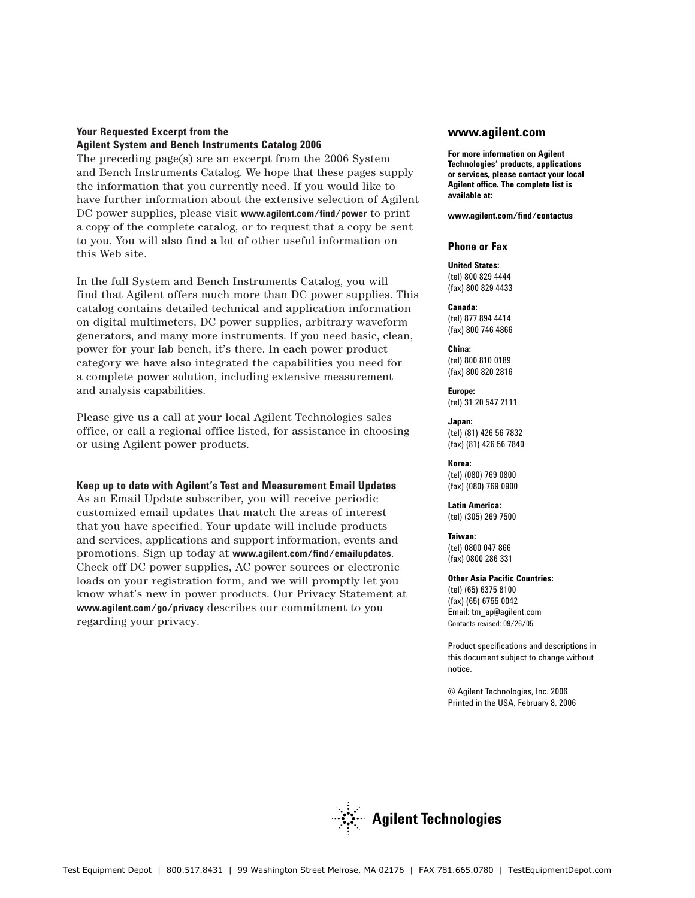**Your Requested Excerpt from the Agilent System and Bench Instruments Catalog 2006**

The preceding page(s) are an excerpt from the 2006 System and Bench Instruments Catalog. We hope that these pages supply the information that you currently need. If you would like to have further information about the extensive selection of Agilent DC power supplies, please visit **www.agilent.com/find/power** to print a copy of the complete catalog, or to request that a copy be sent to you. You will also find a lot of other useful information on this Web site.

In the full System and Bench Instruments Catalog, you will find that Agilent offers much more than DC power supplies. This catalog contains detailed technical and application information on digital multimeters, DC power supplies, arbitrary waveform generators, and many more instruments. If you need basic, clean, power for your lab bench, it's there. In each power product category we have also integrated the capabilities you need for a complete power solution, including extensive measurement and analysis capabilities.

Please give us a call at your local Agilent Technologies sales office, or call a regional office listed, for assistance in choosing or using Agilent power products.

**Keep up to date with Agilent's Test and Measurement Email Updates**

As an Email Update subscriber, you will receive periodic customized email updates that match the areas of interest that you have specified. Your update will include products and services, applications and support information, events and promotions. Sign up today at **www.agilent.com/find/emailupdates**. Check off DC power supplies, AC power sources or electronic loads on your registration form, and we will promptly let you know what's new in power products. Our Privacy Statement at **www.agilent.com/go/privacy** describes our commitment to you regarding your privacy.

## www.agilent.com

**For more information on Agilent Technologies' products, applications or services, please contact your local Agilent office. The complete list is available at:**

**www.agilent.com/find/contactus**

### Phone or Fax

**United States:**
(tel) 800 829 4444
(fax) 800 829 4433

**Canada:**
(tel) 877 894 4414
(fax) 800 746 4866

**China:**
(tel) 800 810 0189
(fax) 800 820 2816

**Europe:**
(tel) 31 20 547 2111

**Japan:**
(tel) (81) 426 56 7832
(fax) (81) 426 56 7840

**Korea:**
(tel) (080) 769 0800
(fax) (080) 769 0900

**Latin America:**
(tel) (305) 269 7500

**Taiwan:**
(tel) 0800 047 866
(fax) 0800 286 331

**Other Asia Pacific Countries:**
(tel) (65) 6375 8100
(fax) (65) 6755 0042
Email: tm_ap@agilent.com
Contacts revised: 09/26/05

Product specifications and descriptions in this document subject to change without notice.

© Agilent Technologies, Inc. 2006
Printed in the USA, February 8, 2006

Agilent Technologies

Test Equipment Depot | 800.517.8431 | 99 Washington Street Melrose, MA 02176 | FAX 781.665.0780 | TestEquipmentDepot.com